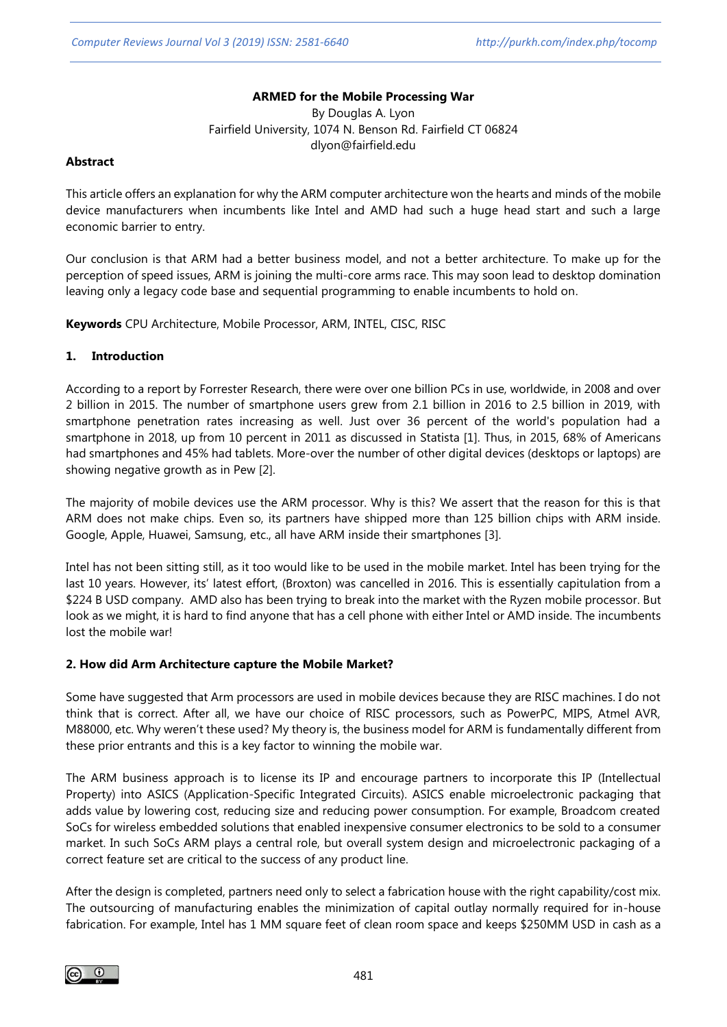**ARMED for the Mobile Processing War**

By Douglas A. Lyon

Fairfield University, 1074 N. Benson Rd. Fairfield CT 06824

dlyon@fairfield.edu

**Abstract**

This article offers an explanation for why the ARM computer architecture won the hearts and minds of the mobile device manufacturers when incumbents like Intel and AMD had such a huge head start and such a large economic barrier to entry.

Our conclusion is that ARM had a better business model, and not a better architecture. To make up for the perception of speed issues, ARM is joining the multi-core arms race. This may soon lead to desktop domination leaving only a legacy code base and sequential programming to enable incumbents to hold on.

**Keywords** CPU Architecture, Mobile Processor, ARM, INTEL, CISC, RISC

## 1. Introduction

According to a report by Forrester Research, there were over one billion PCs in use, worldwide, in 2008 and over 2 billion in 2015. The number of smartphone users grew from 2.1 billion in 2016 to 2.5 billion in 2019, with smartphone penetration rates increasing as well. Just over 36 percent of the world's population had a smartphone in 2018, up from 10 percent in 2011 as discussed in Statista [1]. Thus, in 2015, 68% of Americans had smartphones and 45% had tablets. More-over the number of other digital devices (desktops or laptops) are showing negative growth as in Pew [2].

The majority of mobile devices use the ARM processor. Why is this? We assert that the reason for this is that ARM does not make chips. Even so, its partners have shipped more than 125 billion chips with ARM inside. Google, Apple, Huawei, Samsung, etc., all have ARM inside their smartphones [3].

Intel has not been sitting still, as it too would like to be used in the mobile market. Intel has been trying for the last 10 years. However, its' latest effort, (Broxton) was cancelled in 2016. This is essentially capitulation from a $224 B USD company. AMD also has been trying to break into the market with the Ryzen mobile processor. But look as we might, it is hard to find anyone that has a cell phone with either Intel or AMD inside. The incumbents lost the mobile war!

## 2. How did Arm Architecture capture the Mobile Market?

Some have suggested that Arm processors are used in mobile devices because they are RISC machines. I do not think that is correct. After all, we have our choice of RISC processors, such as PowerPC, MIPS, Atmel AVR, M88000, etc. Why weren't these used? My theory is, the business model for ARM is fundamentally different from these prior entrants and this is a key factor to winning the mobile war.

The ARM business approach is to license its IP and encourage partners to incorporate this IP (Intellectual Property) into ASICS (Application-Specific Integrated Circuits). ASICS enable microelectronic packaging that adds value by lowering cost, reducing size and reducing power consumption. For example, Broadcom created SoCs for wireless embedded solutions that enabled inexpensive consumer electronics to be sold to a consumer market. In such SoCs ARM plays a central role, but overall system design and microelectronic packaging of a correct feature set are critical to the success of any product line.

After the design is completed, partners need only to select a fabrication house with the right capability/cost mix. The outsourcing of manufacturing enables the minimization of capital outlay normally required for in-house fabrication. For example, Intel has 1 MM square feet of clean room space and keeps $250MM USD in cash as a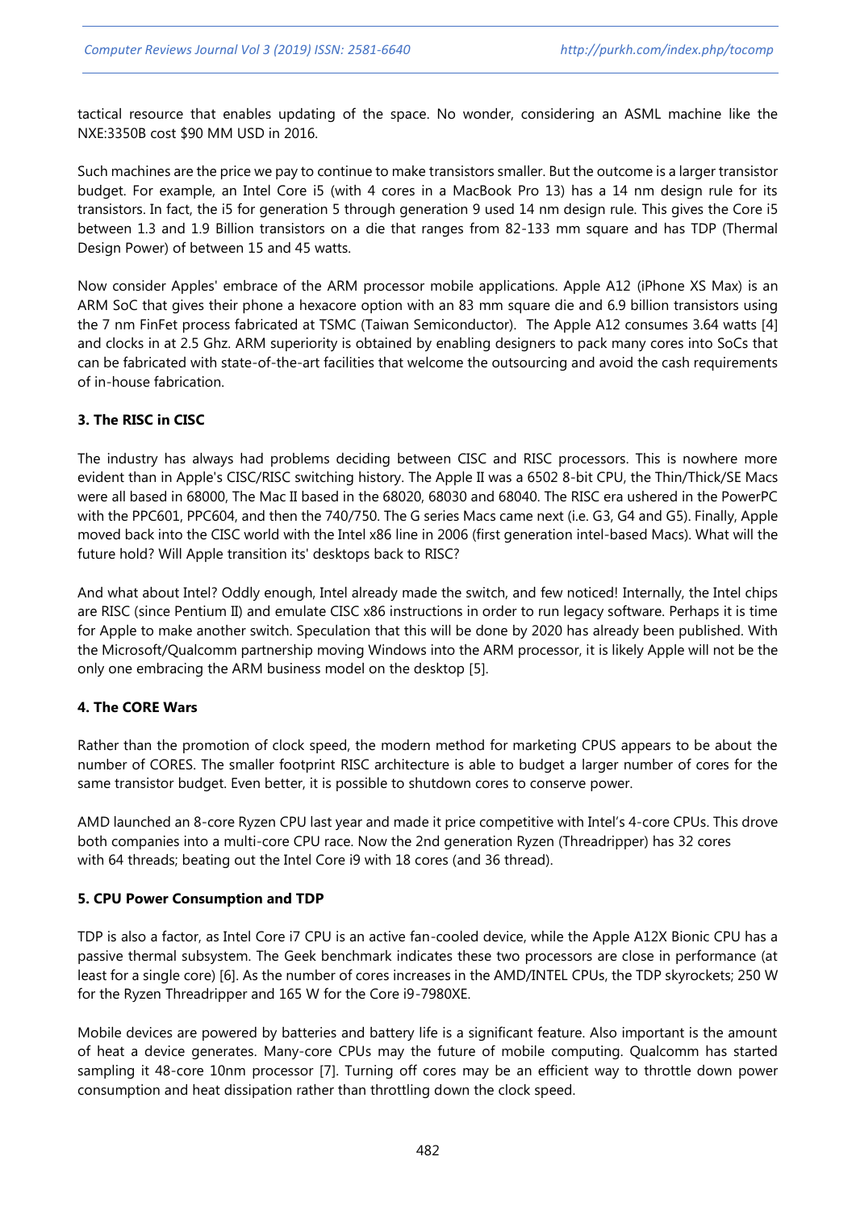tactical resource that enables updating of the space. No wonder, considering an ASML machine like the NXE:3350B cost $90 MM USD in 2016.

Such machines are the price we pay to continue to make transistors smaller. But the outcome is a larger transistor budget. For example, an Intel Core i5 (with 4 cores in a MacBook Pro 13) has a 14 nm design rule for its transistors. In fact, the i5 for generation 5 through generation 9 used 14 nm design rule. This gives the Core i5 between 1.3 and 1.9 Billion transistors on a die that ranges from 82-133 mm square and has TDP (Thermal Design Power) of between 15 and 45 watts.

Now consider Apples' embrace of the ARM processor mobile applications. Apple A12 (iPhone XS Max) is an ARM SoC that gives their phone a hexacore option with an 83 mm square die and 6.9 billion transistors using the 7 nm FinFet process fabricated at TSMC (Taiwan Semiconductor). The Apple A12 consumes 3.64 watts [4] and clocks in at 2.5 Ghz. ARM superiority is obtained by enabling designers to pack many cores into SoCs that can be fabricated with state-of-the-art facilities that welcome the outsourcing and avoid the cash requirements of in-house fabrication.

### 3. The RISC in CISC

The industry has always had problems deciding between CISC and RISC processors. This is nowhere more evident than in Apple's CISC/RISC switching history. The Apple II was a 6502 8-bit CPU, the Thin/Thick/SE Macs were all based in 68000, The Mac II based in the 68020, 68030 and 68040. The RISC era ushered in the PowerPC with the PPC601, PPC604, and then the 740/750. The G series Macs came next (i.e. G3, G4 and G5). Finally, Apple moved back into the CISC world with the Intel x86 line in 2006 (first generation intel-based Macs). What will the future hold? Will Apple transition its' desktops back to RISC?

And what about Intel? Oddly enough, Intel already made the switch, and few noticed! Internally, the Intel chips are RISC (since Pentium II) and emulate CISC x86 instructions in order to run legacy software. Perhaps it is time for Apple to make another switch. Speculation that this will be done by 2020 has already been published. With the Microsoft/Qualcomm partnership moving Windows into the ARM processor, it is likely Apple will not be the only one embracing the ARM business model on the desktop [5].

### 4. The CORE Wars

Rather than the promotion of clock speed, the modern method for marketing CPUS appears to be about the number of CORES. The smaller footprint RISC architecture is able to budget a larger number of cores for the same transistor budget. Even better, it is possible to shutdown cores to conserve power.

AMD launched an 8-core Ryzen CPU last year and made it price competitive with Intel's 4-core CPUs. This drove both companies into a multi-core CPU race. Now the 2nd generation Ryzen (Threadripper) has 32 cores with 64 threads; beating out the Intel Core i9 with 18 cores (and 36 thread).

### 5. CPU Power Consumption and TDP

TDP is also a factor, as Intel Core i7 CPU is an active fan-cooled device, while the Apple A12X Bionic CPU has a passive thermal subsystem. The Geek benchmark indicates these two processors are close in performance (at least for a single core) [6]. As the number of cores increases in the AMD/INTEL CPUs, the TDP skyrockets; 250 W for the Ryzen Threadripper and 165 W for the Core i9-7980XE.

Mobile devices are powered by batteries and battery life is a significant feature. Also important is the amount of heat a device generates. Many-core CPUs may the future of mobile computing. Qualcomm has started sampling it 48-core 10nm processor [7]. Turning off cores may be an efficient way to throttle down power consumption and heat dissipation rather than throttling down the clock speed.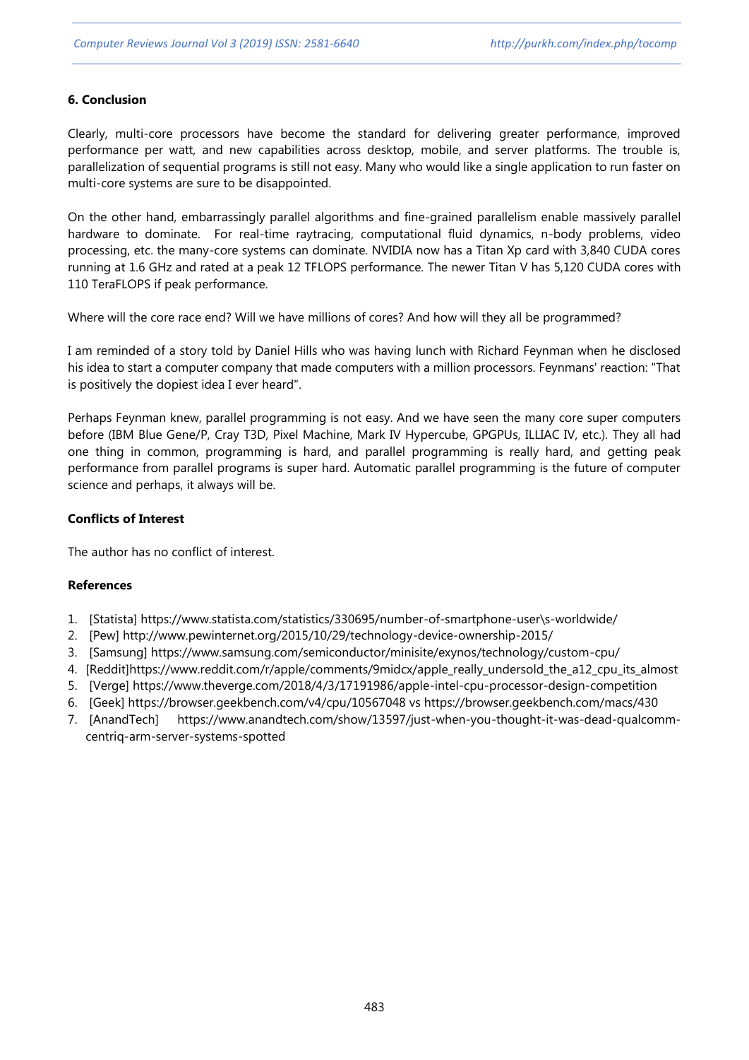## 6. Conclusion

Clearly, multi-core processors have become the standard for delivering greater performance, improved performance per watt, and new capabilities across desktop, mobile, and server platforms. The trouble is, parallelization of sequential programs is still not easy. Many who would like a single application to run faster on multi-core systems are sure to be disappointed.

On the other hand, embarrassingly parallel algorithms and fine-grained parallelism enable massively parallel hardware to dominate. For real-time raytracing, computational fluid dynamics, n-body problems, video processing, etc. the many-core systems can dominate. NVIDIA now has a Titan Xp card with 3,840 CUDA cores running at 1.6 GHz and rated at a peak 12 TFLOPS performance. The newer Titan V has 5,120 CUDA cores with 110 TeraFLOPS if peak performance.

Where will the core race end? Will we have millions of cores? And how will they all be programmed?

I am reminded of a story told by Daniel Hills who was having lunch with Richard Feynman when he disclosed his idea to start a computer company that made computers with a million processors. Feynmans' reaction: "That is positively the dopiest idea I ever heard".

Perhaps Feynman knew, parallel programming is not easy. And we have seen the many core super computers before (IBM Blue Gene/P, Cray T3D, Pixel Machine, Mark IV Hypercube, GPGPUs, ILLIAC IV, etc.). They all had one thing in common, programming is hard, and parallel programming is really hard, and getting peak performance from parallel programs is super hard. Automatic parallel programming is the future of computer science and perhaps, it always will be.

### Conflicts of Interest

The author has no conflict of interest.

### References

1. [Statista] https://www.statista.com/statistics/330695/number-of-smartphone-user\s-worldwide/
2. [Pew] http://www.pewinternet.org/2015/10/29/technology-device-ownership-2015/
3. [Samsung] https://www.samsung.com/semiconductor/minisite/exynos/technology/custom-cpu/
4. [Reddit]https://www.reddit.com/r/apple/comments/9midcx/apple_really_undersold_the_a12_cpu_its_almost
5. [Verge] https://www.theverge.com/2018/4/3/17191986/apple-intel-cpu-processor-design-competition
6. [Geek] https://browser.geekbench.com/v4/cpu/10567048 vs https://browser.geekbench.com/macs/430
7. [AnandTech] https://www.anandtech.com/show/13597/just-when-you-thought-it-was-dead-qualcomm-centriq-arm-server-systems-spotted